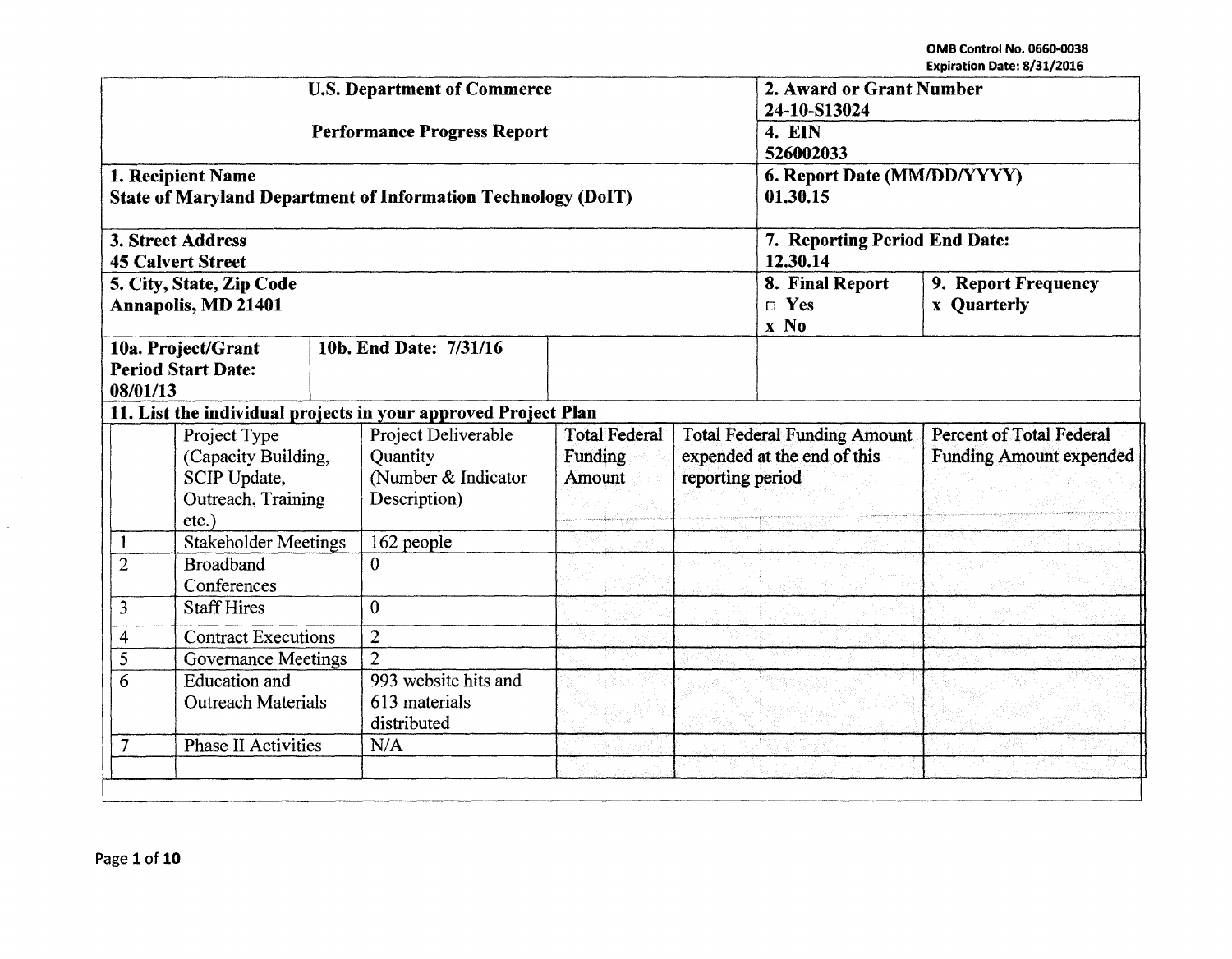OMB Control No. 0660-0038
Expiration Date: 8/31/2016

| U.S. Department of Commerce<br><br>Performance Progress Report | | 2. Award or Grant Number<br>24-10-S13024 | |
|---|---|---|---|
| | | 4. EIN<br>526002033 | |
| 1. Recipient Name<br>State of Maryland Department of Information Technology (DoIT) | | 6. Report Date (MM/DD/YYYY)<br>01.30.15 | |
| 3. Street Address<br>45 Calvert Street | | 7. Reporting Period End Date:<br>12.30.14 | |
| 5. City, State, Zip Code<br>Annapolis, MD 21401 | | 8. Final Report<br>□ Yes<br>x No | 9. Report Frequency<br>x Quarterly |
| 10a. Project/Grant Period Start Date:<br>08/01/13 | 10b. End Date: 7/31/16 | | |

**11. List the individual projects in your approved Project Plan**

| | Project Type (Capacity Building, SCIP Update, Outreach, Training etc.) | Project Deliverable Quantity (Number & Indicator Description) | Total Federal Funding Amount | Total Federal Funding Amount expended at the end of this reporting period | Percent of Total Federal Funding Amount expended |
|---|---|---|---|---|---|
| 1 | Stakeholder Meetings | 162 people | | | |
| 2 | Broadband Conferences | 0 | | | |
| 3 | Staff Hires | 0 | | | |
| 4 | Contract Executions | 2 | | | |
| 5 | Governance Meetings | 2 | | | |
| 6 | Education and Outreach Materials | 993 website hits and 613 materials distributed | | | |
| 7 | Phase II Activities | N/A | | | |
| | | | | | |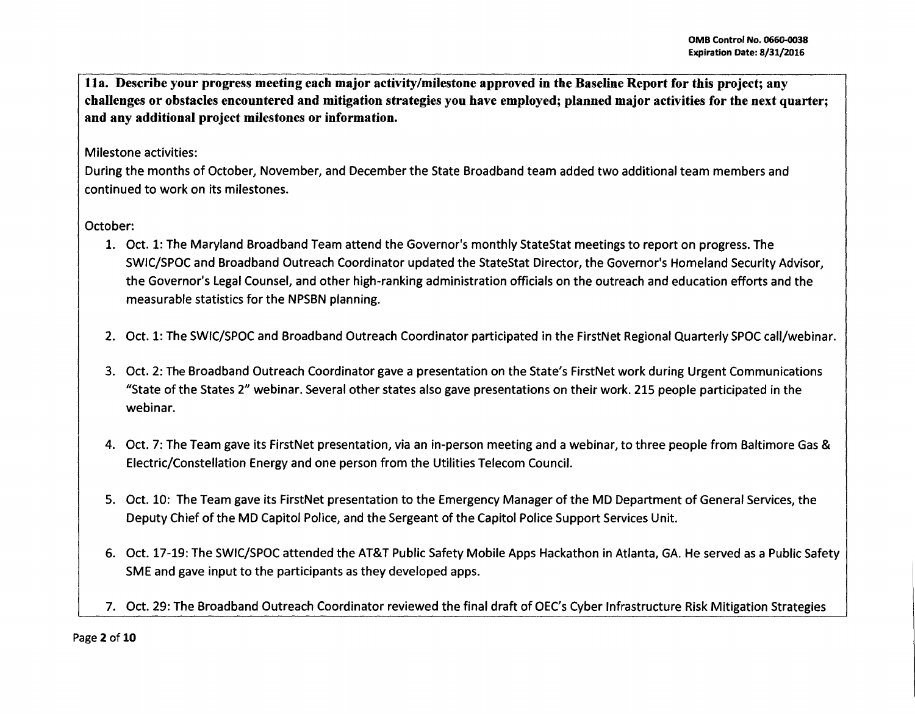**11a. Describe your progress meeting each major activity/milestone approved in the Baseline Report for this project; any challenges or obstacles encountered and mitigation strategies you have employed; planned major activities for the next quarter; and any additional project milestones or information.**

Milestone activities:

During the months of October, November, and December the State Broadband team added two additional team members and continued to work on its milestones.

October:

1. Oct. 1: The Maryland Broadband Team attend the Governor's monthly StateStat meetings to report on progress. The SWIC/SPOC and Broadband Outreach Coordinator updated the StateStat Director, the Governor's Homeland Security Advisor, the Governor's Legal Counsel, and other high-ranking administration officials on the outreach and education efforts and the measurable statistics for the NPSBN planning.
2. Oct. 1: The SWIC/SPOC and Broadband Outreach Coordinator participated in the FirstNet Regional Quarterly SPOC call/webinar.
3. Oct. 2: The Broadband Outreach Coordinator gave a presentation on the State's FirstNet work during Urgent Communications "State of the States 2" webinar. Several other states also gave presentations on their work. 215 people participated in the webinar.
4. Oct. 7: The Team gave its FirstNet presentation, via an in-person meeting and a webinar, to three people from Baltimore Gas & Electric/Constellation Energy and one person from the Utilities Telecom Council.
5. Oct. 10: The Team gave its FirstNet presentation to the Emergency Manager of the MD Department of General Services, the Deputy Chief of the MD Capitol Police, and the Sergeant of the Capitol Police Support Services Unit.
6. Oct. 17-19: The SWIC/SPOC attended the AT&T Public Safety Mobile Apps Hackathon in Atlanta, GA. He served as a Public Safety SME and gave input to the participants as they developed apps.
7. Oct. 29: The Broadband Outreach Coordinator reviewed the final draft of OEC's Cyber Infrastructure Risk Mitigation Strategies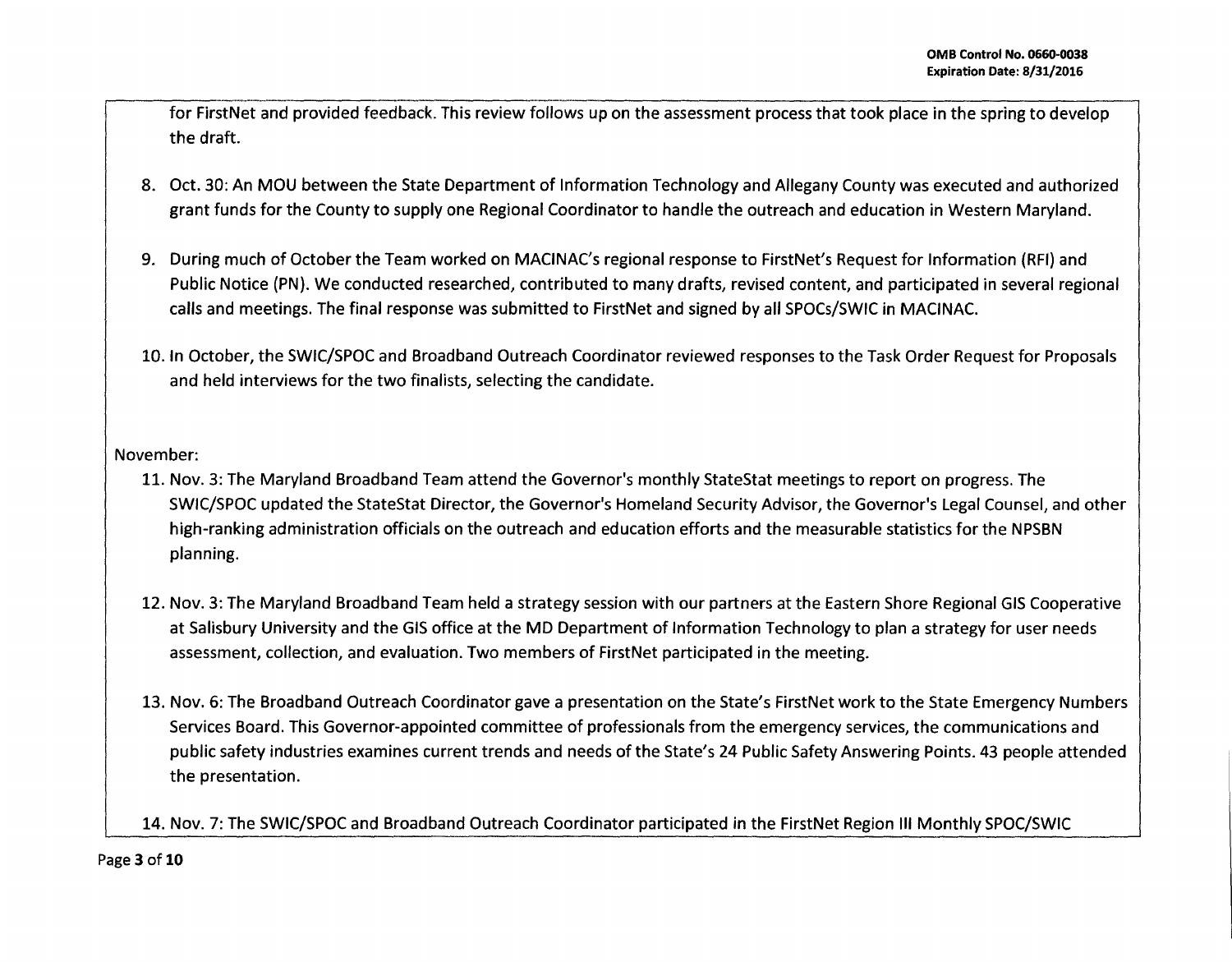for FirstNet and provided feedback. This review follows up on the assessment process that took place in the spring to develop the draft.

8. Oct. 30: An MOU between the State Department of Information Technology and Allegany County was executed and authorized grant funds for the County to supply one Regional Coordinator to handle the outreach and education in Western Maryland.

9. During much of October the Team worked on MACINAC's regional response to FirstNet's Request for Information (RFI) and Public Notice (PN). We conducted researched, contributed to many drafts, revised content, and participated in several regional calls and meetings. The final response was submitted to FirstNet and signed by all SPOCs/SWIC in MACINAC.

10. In October, the SWIC/SPOC and Broadband Outreach Coordinator reviewed responses to the Task Order Request for Proposals and held interviews for the two finalists, selecting the candidate.

November:

11. Nov. 3: The Maryland Broadband Team attend the Governor's monthly StateStat meetings to report on progress. The SWIC/SPOC updated the StateStat Director, the Governor's Homeland Security Advisor, the Governor's Legal Counsel, and other high-ranking administration officials on the outreach and education efforts and the measurable statistics for the NPSBN planning.

12. Nov. 3: The Maryland Broadband Team held a strategy session with our partners at the Eastern Shore Regional GIS Cooperative at Salisbury University and the GIS office at the MD Department of Information Technology to plan a strategy for user needs assessment, collection, and evaluation. Two members of FirstNet participated in the meeting.

13. Nov. 6: The Broadband Outreach Coordinator gave a presentation on the State's FirstNet work to the State Emergency Numbers Services Board. This Governor-appointed committee of professionals from the emergency services, the communications and public safety industries examines current trends and needs of the State's 24 Public Safety Answering Points. 43 people attended the presentation.

14. Nov. 7: The SWIC/SPOC and Broadband Outreach Coordinator participated in the FirstNet Region III Monthly SPOC/SWIC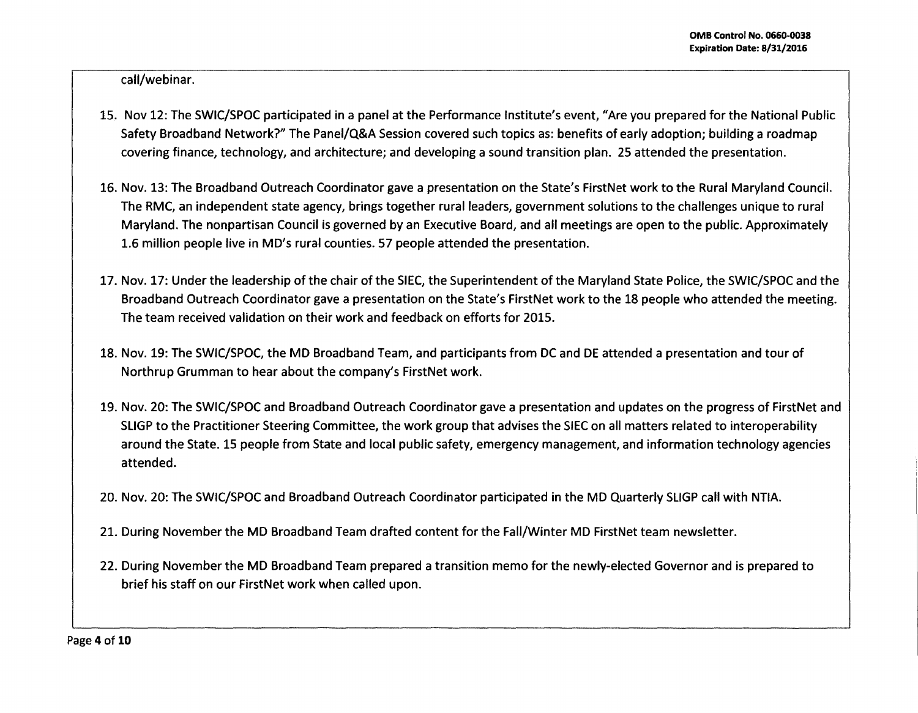call/webinar.

15. Nov 12: The SWIC/SPOC participated in a panel at the Performance Institute's event, "Are you prepared for the National Public Safety Broadband Network?" The Panel/Q&A Session covered such topics as: benefits of early adoption; building a roadmap covering finance, technology, and architecture; and developing a sound transition plan. 25 attended the presentation.

16. Nov. 13: The Broadband Outreach Coordinator gave a presentation on the State's FirstNet work to the Rural Maryland Council. The RMC, an independent state agency, brings together rural leaders, government solutions to the challenges unique to rural Maryland. The nonpartisan Council is governed by an Executive Board, and all meetings are open to the public. Approximately 1.6 million people live in MD's rural counties. 57 people attended the presentation.

17. Nov. 17: Under the leadership of the chair of the SIEC, the Superintendent of the Maryland State Police, the SWIC/SPOC and the Broadband Outreach Coordinator gave a presentation on the State's FirstNet work to the 18 people who attended the meeting. The team received validation on their work and feedback on efforts for 2015.

18. Nov. 19: The SWIC/SPOC, the MD Broadband Team, and participants from DC and DE attended a presentation and tour of Northrup Grumman to hear about the company's FirstNet work.

19. Nov. 20: The SWIC/SPOC and Broadband Outreach Coordinator gave a presentation and updates on the progress of FirstNet and SLIGP to the Practitioner Steering Committee, the work group that advises the SIEC on all matters related to interoperability around the State. 15 people from State and local public safety, emergency management, and information technology agencies attended.

20. Nov. 20: The SWIC/SPOC and Broadband Outreach Coordinator participated in the MD Quarterly SLIGP call with NTIA.

21. During November the MD Broadband Team drafted content for the Fall/Winter MD FirstNet team newsletter.

22. During November the MD Broadband Team prepared a transition memo for the newly-elected Governor and is prepared to brief his staff on our FirstNet work when called upon.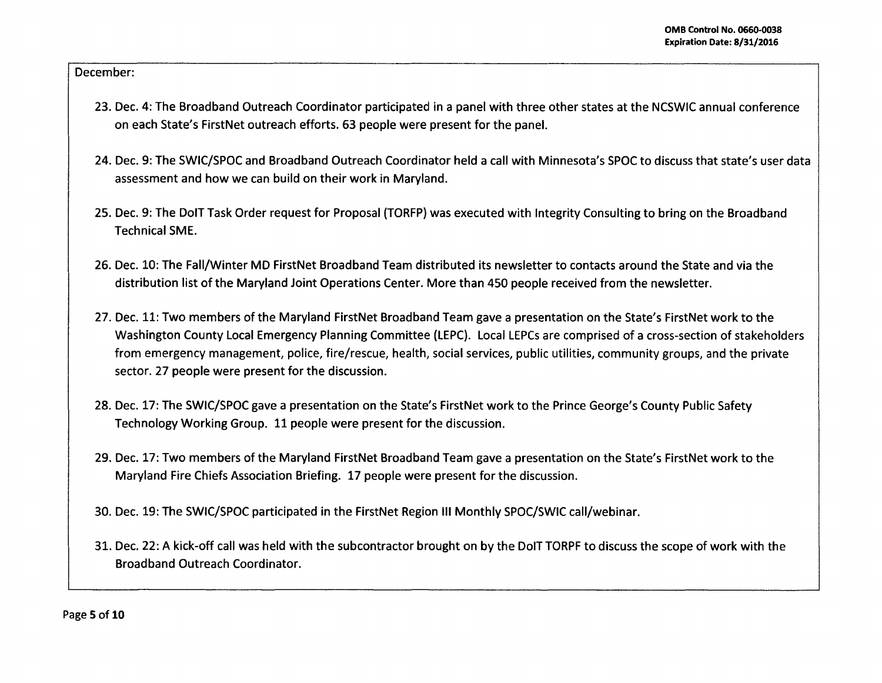December:

23. Dec. 4: The Broadband Outreach Coordinator participated in a panel with three other states at the NCSWIC annual conference on each State's FirstNet outreach efforts. 63 people were present for the panel.

24. Dec. 9: The SWIC/SPOC and Broadband Outreach Coordinator held a call with Minnesota's SPOC to discuss that state's user data assessment and how we can build on their work in Maryland.

25. Dec. 9: The DoIT Task Order request for Proposal (TORFP) was executed with Integrity Consulting to bring on the Broadband Technical SME.

26. Dec. 10: The Fall/Winter MD FirstNet Broadband Team distributed its newsletter to contacts around the State and via the distribution list of the Maryland Joint Operations Center. More than 450 people received from the newsletter.

27. Dec. 11: Two members of the Maryland FirstNet Broadband Team gave a presentation on the State's FirstNet work to the Washington County Local Emergency Planning Committee (LEPC). Local LEPCs are comprised of a cross-section of stakeholders from emergency management, police, fire/rescue, health, social services, public utilities, community groups, and the private sector. 27 people were present for the discussion.

28. Dec. 17: The SWIC/SPOC gave a presentation on the State's FirstNet work to the Prince George's County Public Safety Technology Working Group. 11 people were present for the discussion.

29. Dec. 17: Two members of the Maryland FirstNet Broadband Team gave a presentation on the State's FirstNet work to the Maryland Fire Chiefs Association Briefing. 17 people were present for the discussion.

30. Dec. 19: The SWIC/SPOC participated in the FirstNet Region III Monthly SPOC/SWIC call/webinar.

31. Dec. 22: A kick-off call was held with the subcontractor brought on by the DoIT TORPF to discuss the scope of work with the Broadband Outreach Coordinator.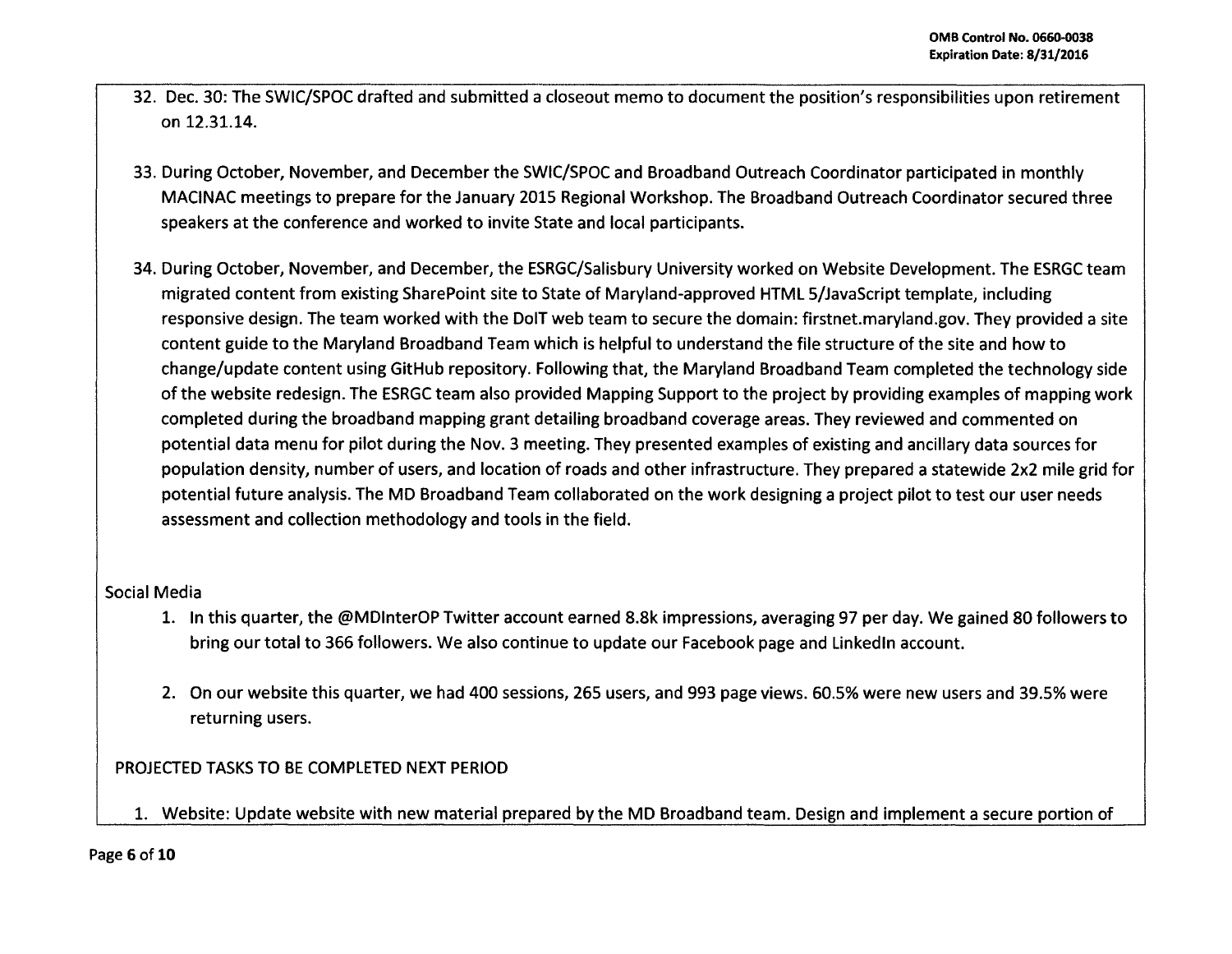32. Dec. 30: The SWIC/SPOC drafted and submitted a closeout memo to document the position's responsibilities upon retirement on 12.31.14.

33. During October, November, and December the SWIC/SPOC and Broadband Outreach Coordinator participated in monthly MACINAC meetings to prepare for the January 2015 Regional Workshop. The Broadband Outreach Coordinator secured three speakers at the conference and worked to invite State and local participants.

34. During October, November, and December, the ESRGC/Salisbury University worked on Website Development. The ESRGC team migrated content from existing SharePoint site to State of Maryland-approved HTML 5/JavaScript template, including responsive design. The team worked with the DoIT web team to secure the domain: firstnet.maryland.gov. They provided a site content guide to the Maryland Broadband Team which is helpful to understand the file structure of the site and how to change/update content using GitHub repository. Following that, the Maryland Broadband Team completed the technology side of the website redesign. The ESRGC team also provided Mapping Support to the project by providing examples of mapping work completed during the broadband mapping grant detailing broadband coverage areas. They reviewed and commented on potential data menu for pilot during the Nov. 3 meeting. They presented examples of existing and ancillary data sources for population density, number of users, and location of roads and other infrastructure. They prepared a statewide 2x2 mile grid for potential future analysis. The MD Broadband Team collaborated on the work designing a project pilot to test our user needs assessment and collection methodology and tools in the field.

Social Media

1. In this quarter, the @MDInterOP Twitter account earned 8.8k impressions, averaging 97 per day. We gained 80 followers to bring our total to 366 followers. We also continue to update our Facebook page and LinkedIn account.

2. On our website this quarter, we had 400 sessions, 265 users, and 993 page views. 60.5% were new users and 39.5% were returning users.

PROJECTED TASKS TO BE COMPLETED NEXT PERIOD

1. Website: Update website with new material prepared by the MD Broadband team. Design and implement a secure portion of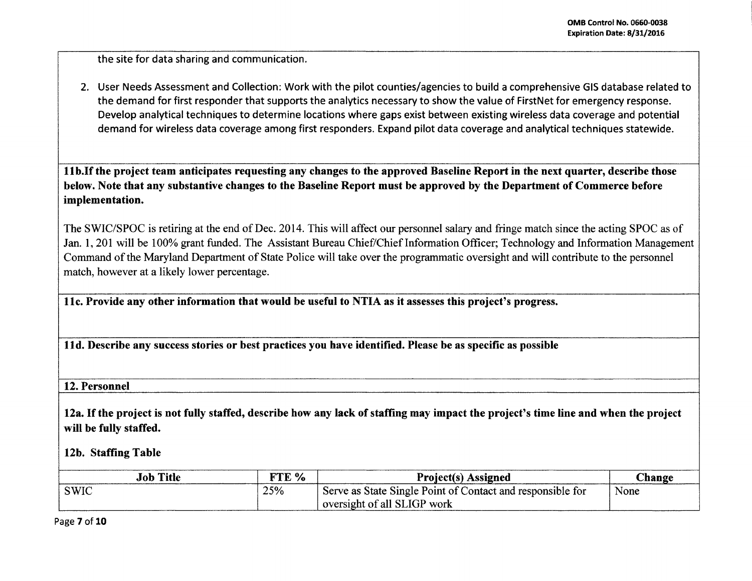the site for data sharing and communication.

2. User Needs Assessment and Collection: Work with the pilot counties/agencies to build a comprehensive GIS database related to the demand for first responder that supports the analytics necessary to show the value of FirstNet for emergency response. Develop analytical techniques to determine locations where gaps exist between existing wireless data coverage and potential demand for wireless data coverage among first responders. Expand pilot data coverage and analytical techniques statewide.

**11b.If the project team anticipates requesting any changes to the approved Baseline Report in the next quarter, describe those below. Note that any substantive changes to the Baseline Report must be approved by the Department of Commerce before implementation.**

The SWIC/SPOC is retiring at the end of Dec. 2014. This will affect our personnel salary and fringe match since the acting SPOC as of Jan. 1, 201 will be 100% grant funded. The Assistant Bureau Chief/Chief Information Officer; Technology and Information Management Command of the Maryland Department of State Police will take over the programmatic oversight and will contribute to the personnel match, however at a likely lower percentage.

**11c. Provide any other information that would be useful to NTIA as it assesses this project's progress.**

**11d. Describe any success stories or best practices you have identified. Please be as specific as possible**

**12. Personnel**

**12a. If the project is not fully staffed, describe how any lack of staffing may impact the project's time line and when the project will be fully staffed.**

**12b. Staffing Table**

| Job Title | FTE % | Project(s) Assigned | Change |
|---|---|---|---|
| SWIC | 25% | Serve as State Single Point of Contact and responsible for oversight of all SLIGP work | None |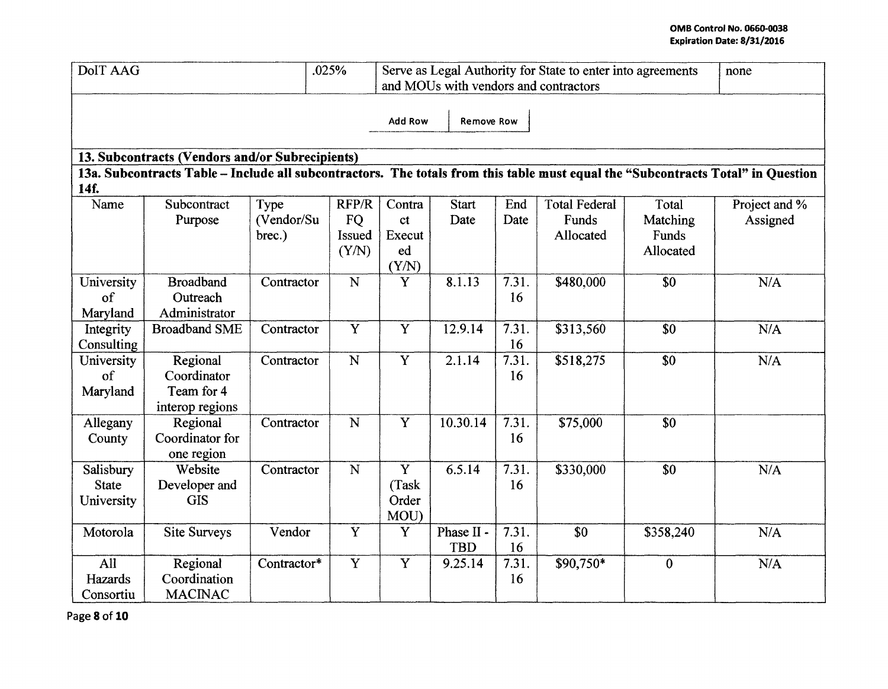| DoIT AAG | .025% | Serve as Legal Authority for State to enter into agreements and MOUs with vendors and contractors | none |
|---|---|---|---|

Add Row | Remove Row

**13. Subcontracts (Vendors and/or Subrecipients)**

**13a. Subcontracts Table – Include all subcontractors. The totals from this table must equal the "Subcontracts Total" in Question 14f.**

| Name | Subcontract Purpose | Type (Vendor/Subrec.) | RFP/RFQ Issued (Y/N) | Contract Executed (Y/N) | Start Date | End Date | Total Federal Funds Allocated | Total Matching Funds Allocated | Project and % Assigned |
|---|---|---|---|---|---|---|---|---|---|
| University of Maryland | Broadband Outreach Administrator | Contractor | N | Y | 8.1.13 | 7.31.16 | $480,000 | $0 | N/A |
| Integrity Consulting | Broadband SME | Contractor | Y | Y | 12.9.14 | 7.31.16 | $313,560 | $0 | N/A |
| University of Maryland | Regional Coordinator Team for 4 interop regions | Contractor | N | Y | 2.1.14 | 7.31.16 | $518,275 | $0 | N/A |
| Allegany County | Regional Coordinator for one region | Contractor | N | Y | 10.30.14 | 7.31.16 | $75,000 | $0 | |
| Salisbury State University | Website Developer and GIS | Contractor | N | Y (Task Order MOU) | 6.5.14 | 7.31.16 | $330,000 | $0 | N/A |
| Motorola | Site Surveys | Vendor | Y | Y | Phase II - TBD | 7.31.16 | $0 | $358,240 | N/A |
| All Hazards Consortiu | Regional Coordination MACINAC | Contractor* | Y | Y | 9.25.14 | 7.31.16 | $90,750* | 0 | N/A |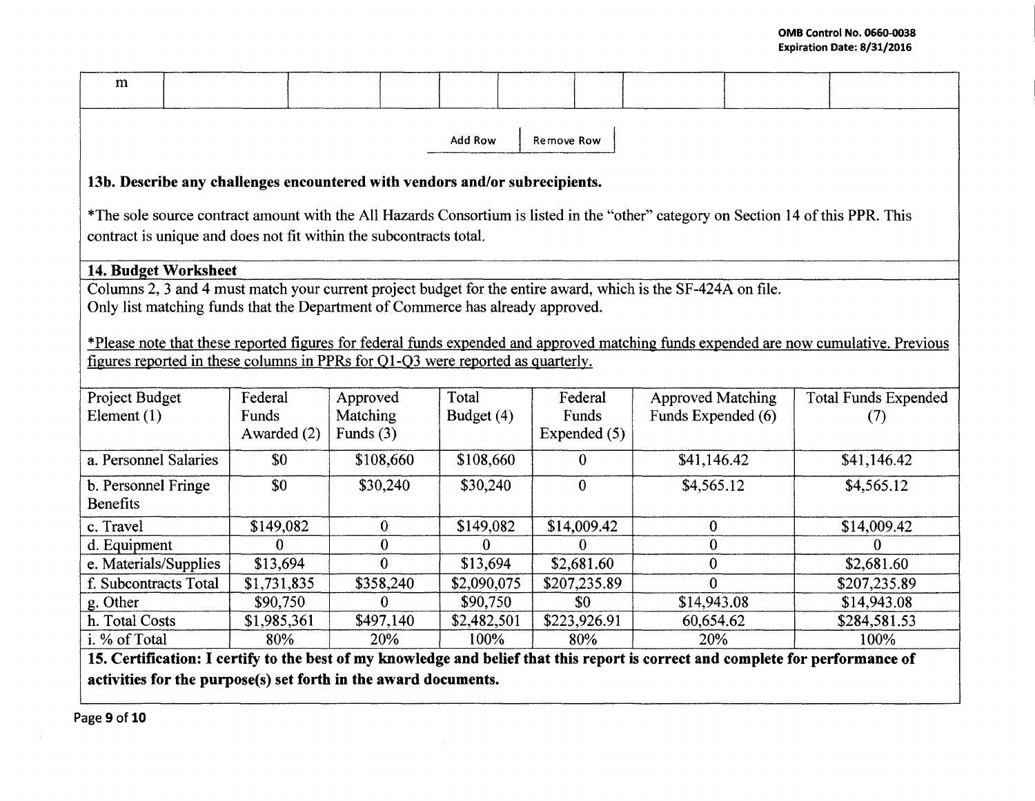| m | | | | | | | | | | |
|---|---|---|---|---|---|---|---|---|---|---|

Add Row | Remove Row

**13b. Describe any challenges encountered with vendors and/or subrecipients.**

*The sole source contract amount with the All Hazards Consortium is listed in the "other" category on Section 14 of this PPR. This contract is unique and does not fit within the subcontracts total.

**14. Budget Worksheet**

Columns 2, 3 and 4 must match your current project budget for the entire award, which is the SF-424A on file.
Only list matching funds that the Department of Commerce has already approved.

*Please note that these reported figures for federal funds expended and approved matching funds expended are now cumulative. Previous figures reported in these columns in PPRs for Q1-Q3 were reported as quarterly.

| Project Budget Element (1) | Federal Funds Awarded (2) | Approved Matching Funds (3) | Total Budget (4) | Federal Funds Expended (5) | Approved Matching Funds Expended (6) | Total Funds Expended (7) |
|---|---|---|---|---|---|---|
| a. Personnel Salaries | $0 | $108,660 | $108,660 | 0 | $41,146.42 | $41,146.42 |
| b. Personnel Fringe Benefits | $0 | $30,240 | $30,240 | 0 | $4,565.12 | $4,565.12 |
| c. Travel | $149,082 | 0 | $149,082 | $14,009.42 | 0 | $14,009.42 |
| d. Equipment | 0 | 0 | 0 | 0 | 0 | 0 |
| e. Materials/Supplies | $13,694 | 0 | $13,694 | $2,681.60 | 0 | $2,681.60 |
| f. Subcontracts Total | $1,731,835 | $358,240 | $2,090,075 | $207,235.89 | 0 | $207,235.89 |
| g. Other | $90,750 | 0 | $90,750 | $0 | $14,943.08 | $14,943.08 |
| h. Total Costs | $1,985,361 | $497,140 | $2,482,501 | $223,926.91 | 60,654.62 | $284,581.53 |
| i. % of Total | 80% | 20% | 100% | 80% | 20% | 100% |

**15. Certification: I certify to the best of my knowledge and belief that this report is correct and complete for performance of activities for the purpose(s) set forth in the award documents.**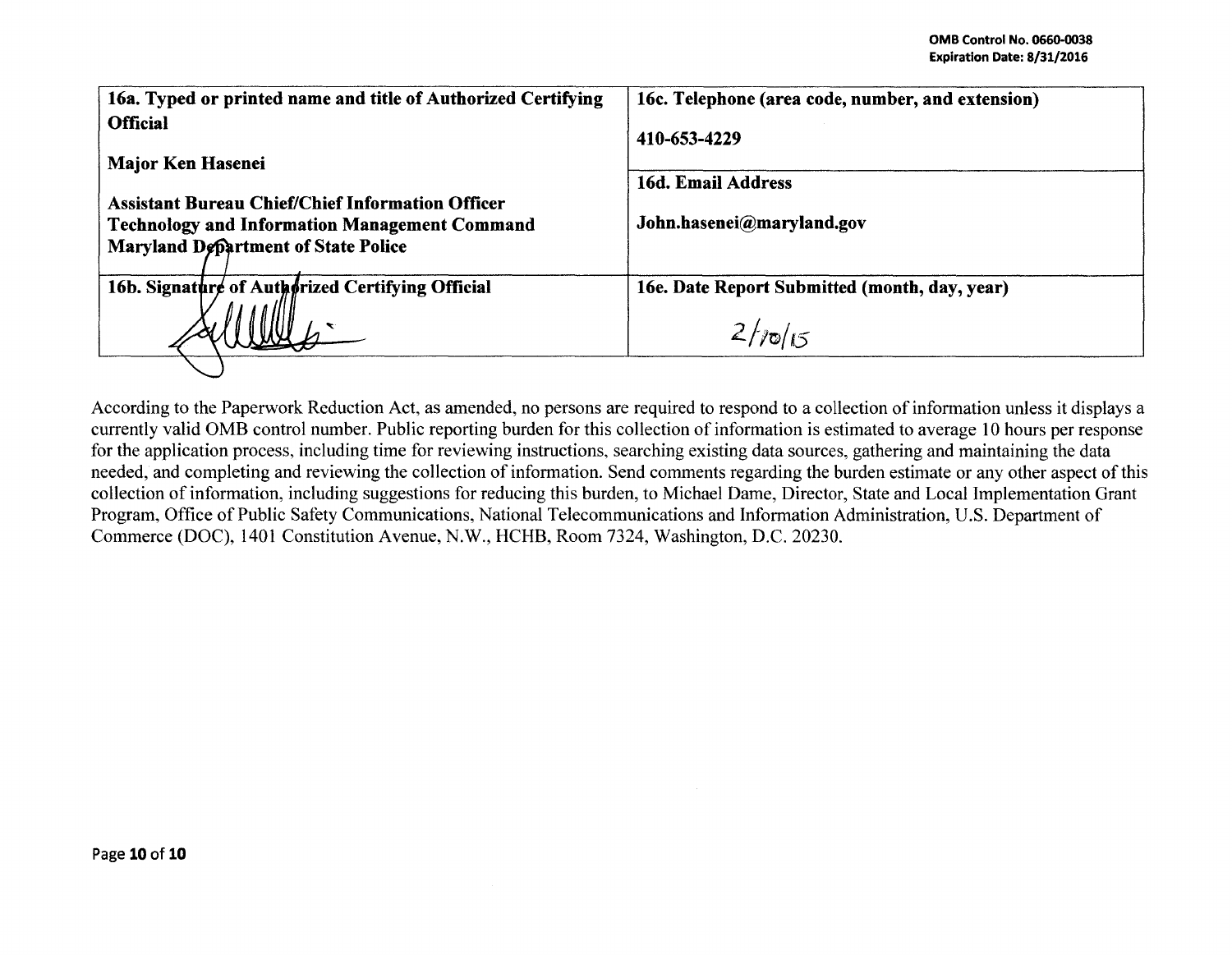OMB Control No. 0660-0038
Expiration Date: 8/31/2016

| | |
|---|---|
| **16a. Typed or printed name and title of Authorized Certifying Official**<br><br>**Major Ken Hasenei**<br><br>**Assistant Bureau Chief/Chief Information Officer**<br>**Technology and Information Management Command**<br>**Maryland Department of State Police** | **16c. Telephone (area code, number, and extension)**<br><br>**410-653-4229**<br><br>**16d. Email Address**<br><br>**John.hasenei@maryland.gov** |
| **16b. Signature of Authorized Certifying Official** | **16e. Date Report Submitted (month, day, year)**<br><br>2/10/15 |

According to the Paperwork Reduction Act, as amended, no persons are required to respond to a collection of information unless it displays a currently valid OMB control number. Public reporting burden for this collection of information is estimated to average 10 hours per response for the application process, including time for reviewing instructions, searching existing data sources, gathering and maintaining the data needed, and completing and reviewing the collection of information. Send comments regarding the burden estimate or any other aspect of this collection of information, including suggestions for reducing this burden, to Michael Dame, Director, State and Local Implementation Grant Program, Office of Public Safety Communications, National Telecommunications and Information Administration, U.S. Department of Commerce (DOC), 1401 Constitution Avenue, N.W., HCHB, Room 7324, Washington, D.C. 20230.